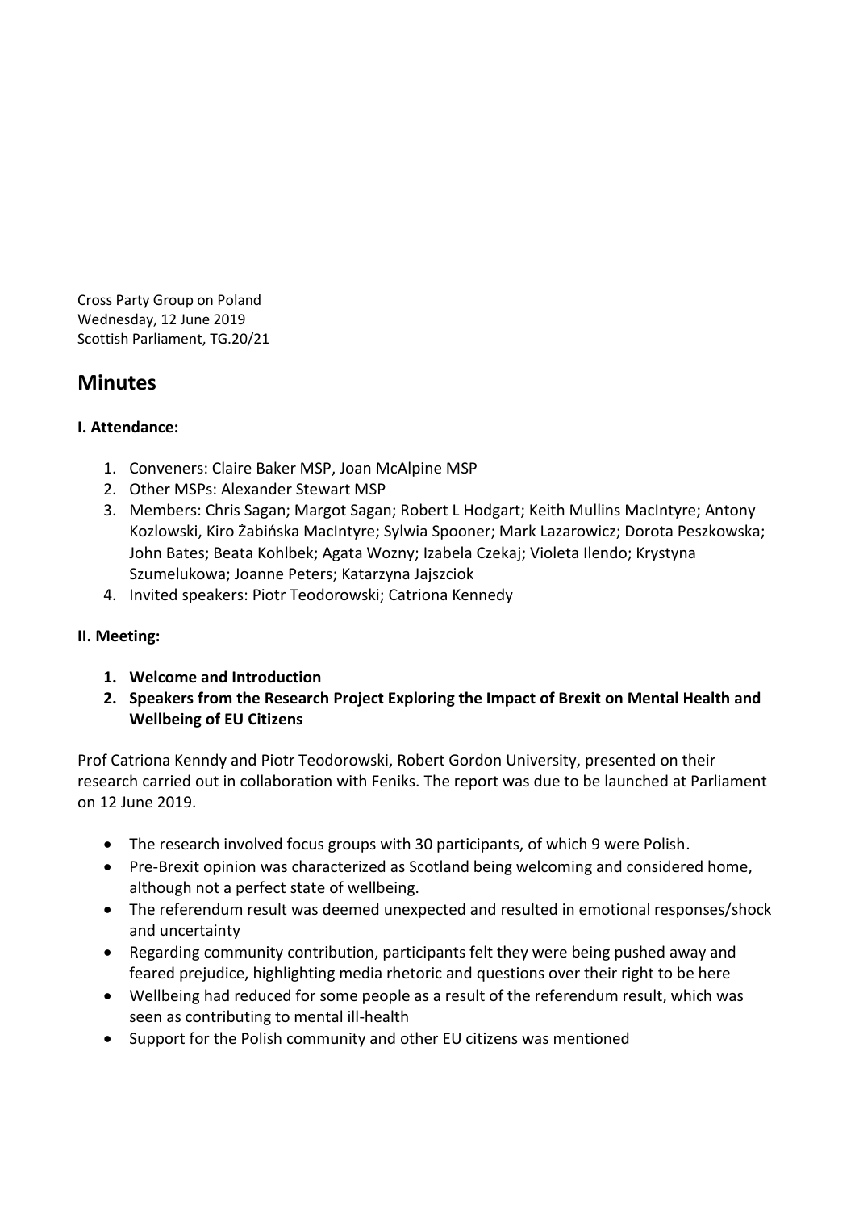Cross Party Group on Poland
Wednesday, 12 June 2019
Scottish Parliament, TG.20/21

## Minutes

### I. Attendance:

1. Conveners: Claire Baker MSP, Joan McAlpine MSP
2. Other MSPs: Alexander Stewart MSP
3. Members: Chris Sagan; Margot Sagan; Robert L Hodgart; Keith Mullins MacIntyre; Antony Kozlowski, Kiro Żabińska MacIntyre; Sylwia Spooner; Mark Lazarowicz; Dorota Peszkowska; John Bates; Beata Kohlbek; Agata Wozny; Izabela Czekaj; Violeta Ilendo; Krystyna Szumelukowa; Joanne Peters; Katarzyna Jajszciok
4. Invited speakers: Piotr Teodorowski; Catriona Kennedy

### II. Meeting:

1. **Welcome and Introduction**
2. **Speakers from the Research Project Exploring the Impact of Brexit on Mental Health and Wellbeing of EU Citizens**

Prof Catriona Kenndy and Piotr Teodorowski, Robert Gordon University, presented on their research carried out in collaboration with Feniks. The report was due to be launched at Parliament on 12 June 2019.

- The research involved focus groups with 30 participants, of which 9 were Polish.
- Pre-Brexit opinion was characterized as Scotland being welcoming and considered home, although not a perfect state of wellbeing.
- The referendum result was deemed unexpected and resulted in emotional responses/shock and uncertainty
- Regarding community contribution, participants felt they were being pushed away and feared prejudice, highlighting media rhetoric and questions over their right to be here
- Wellbeing had reduced for some people as a result of the referendum result, which was seen as contributing to mental ill-health
- Support for the Polish community and other EU citizens was mentioned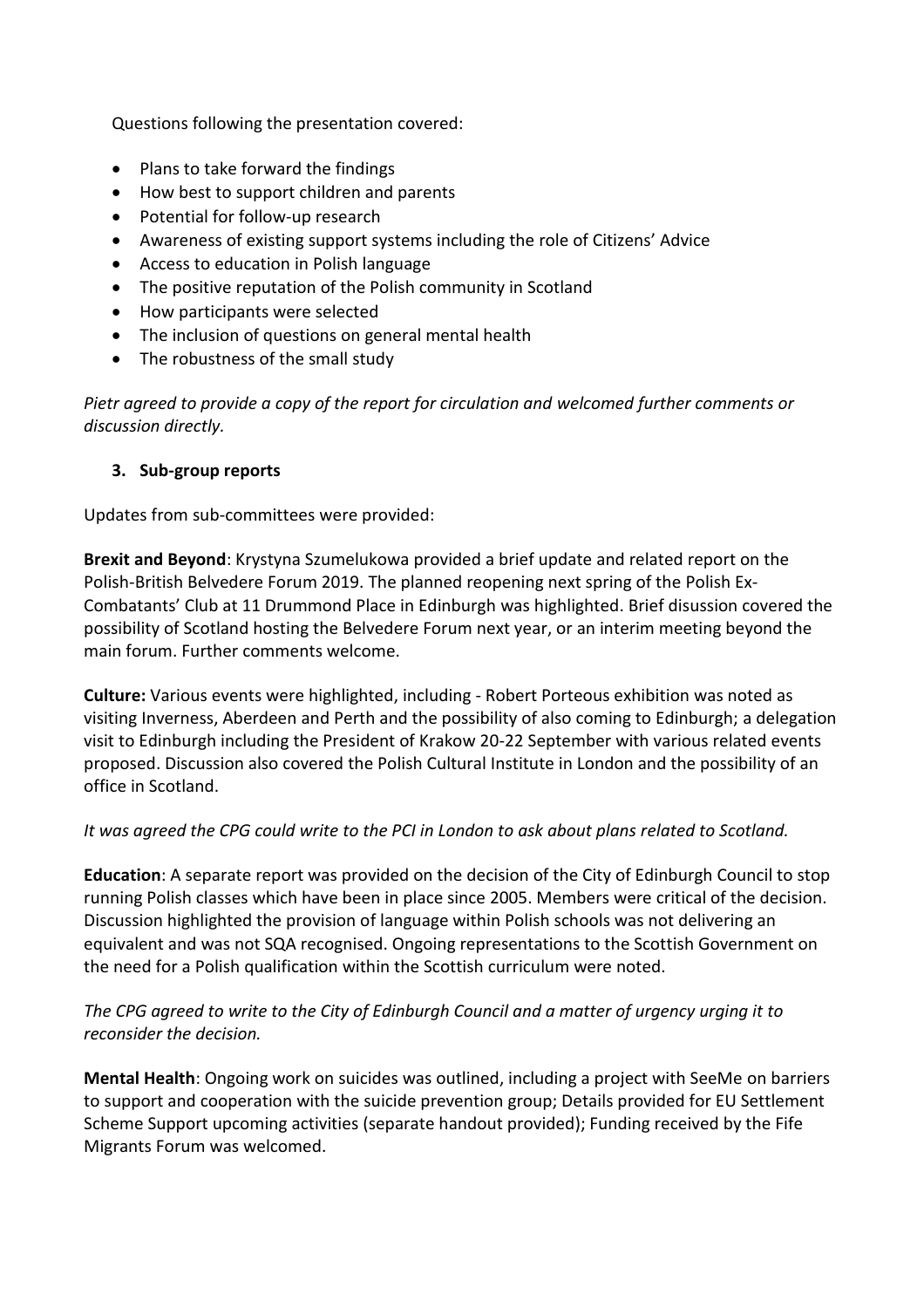Questions following the presentation covered:

- Plans to take forward the findings
- How best to support children and parents
- Potential for follow-up research
- Awareness of existing support systems including the role of Citizens' Advice
- Access to education in Polish language
- The positive reputation of the Polish community in Scotland
- How participants were selected
- The inclusion of questions on general mental health
- The robustness of the small study

*Pietr agreed to provide a copy of the report for circulation and welcomed further comments or discussion directly.*

### 3. Sub-group reports

Updates from sub-committees were provided:

**Brexit and Beyond**: Krystyna Szumelukowa provided a brief update and related report on the Polish-British Belvedere Forum 2019. The planned reopening next spring of the Polish Ex-Combatants' Club at 11 Drummond Place in Edinburgh was highlighted. Brief disussion covered the possibility of Scotland hosting the Belvedere Forum next year, or an interim meeting beyond the main forum. Further comments welcome.

**Culture:** Various events were highlighted, including - Robert Porteous exhibition was noted as visiting Inverness, Aberdeen and Perth and the possibility of also coming to Edinburgh; a delegation visit to Edinburgh including the President of Krakow 20-22 September with various related events proposed. Discussion also covered the Polish Cultural Institute in London and the possibility of an office in Scotland.

*It was agreed the CPG could write to the PCI in London to ask about plans related to Scotland.*

**Education**: A separate report was provided on the decision of the City of Edinburgh Council to stop running Polish classes which have been in place since 2005. Members were critical of the decision. Discussion highlighted the provision of language within Polish schools was not delivering an equivalent and was not SQA recognised. Ongoing representations to the Scottish Government on the need for a Polish qualification within the Scottish curriculum were noted.

*The CPG agreed to write to the City of Edinburgh Council and a matter of urgency urging it to reconsider the decision.*

**Mental Health**: Ongoing work on suicides was outlined, including a project with SeeMe on barriers to support and cooperation with the suicide prevention group; Details provided for EU Settlement Scheme Support upcoming activities (separate handout provided); Funding received by the Fife Migrants Forum was welcomed.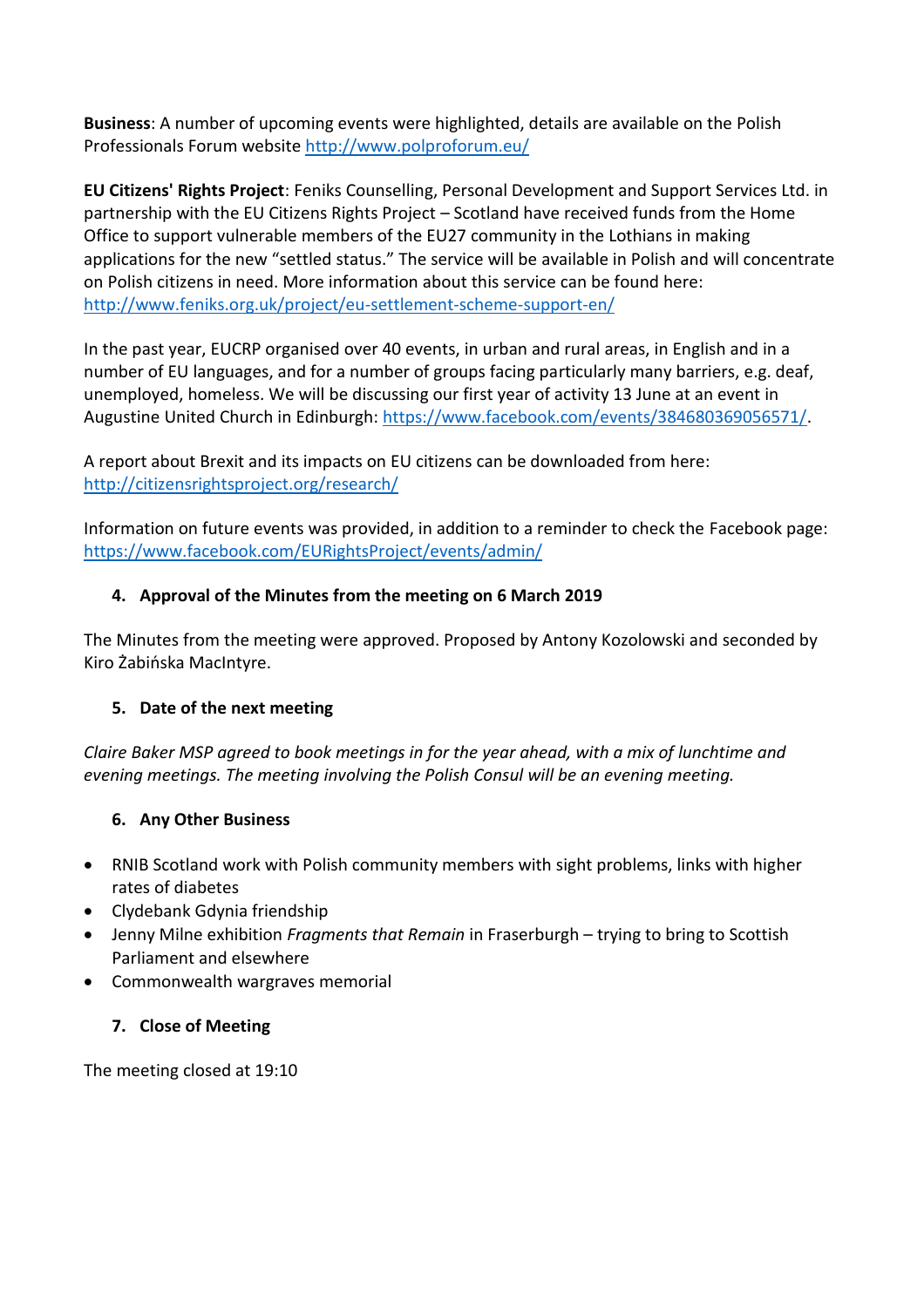**Business**: A number of upcoming events were highlighted, details are available on the Polish Professionals Forum website http://www.polproforum.eu/

**EU Citizens' Rights Project**: Feniks Counselling, Personal Development and Support Services Ltd. in partnership with the EU Citizens Rights Project – Scotland have received funds from the Home Office to support vulnerable members of the EU27 community in the Lothians in making applications for the new "settled status." The service will be available in Polish and will concentrate on Polish citizens in need. More information about this service can be found here: http://www.feniks.org.uk/project/eu-settlement-scheme-support-en/

In the past year, EUCRP organised over 40 events, in urban and rural areas, in English and in a number of EU languages, and for a number of groups facing particularly many barriers, e.g. deaf, unemployed, homeless. We will be discussing our first year of activity 13 June at an event in Augustine United Church in Edinburgh: https://www.facebook.com/events/384680369056571/.

A report about Brexit and its impacts on EU citizens can be downloaded from here: http://citizensrightsproject.org/research/

Information on future events was provided, in addition to a reminder to check the Facebook page: https://www.facebook.com/EURightsProject/events/admin/

## 4. Approval of the Minutes from the meeting on 6 March 2019

The Minutes from the meeting were approved. Proposed by Antony Kozolowski and seconded by Kiro Żabińska MacIntyre.

## 5. Date of the next meeting

*Claire Baker MSP agreed to book meetings in for the year ahead, with a mix of lunchtime and evening meetings. The meeting involving the Polish Consul will be an evening meeting.*

## 6. Any Other Business

- RNIB Scotland work with Polish community members with sight problems, links with higher rates of diabetes
- Clydebank Gdynia friendship
- Jenny Milne exhibition *Fragments that Remain* in Fraserburgh – trying to bring to Scottish Parliament and elsewhere
- Commonwealth wargraves memorial

## 7. Close of Meeting

The meeting closed at 19:10